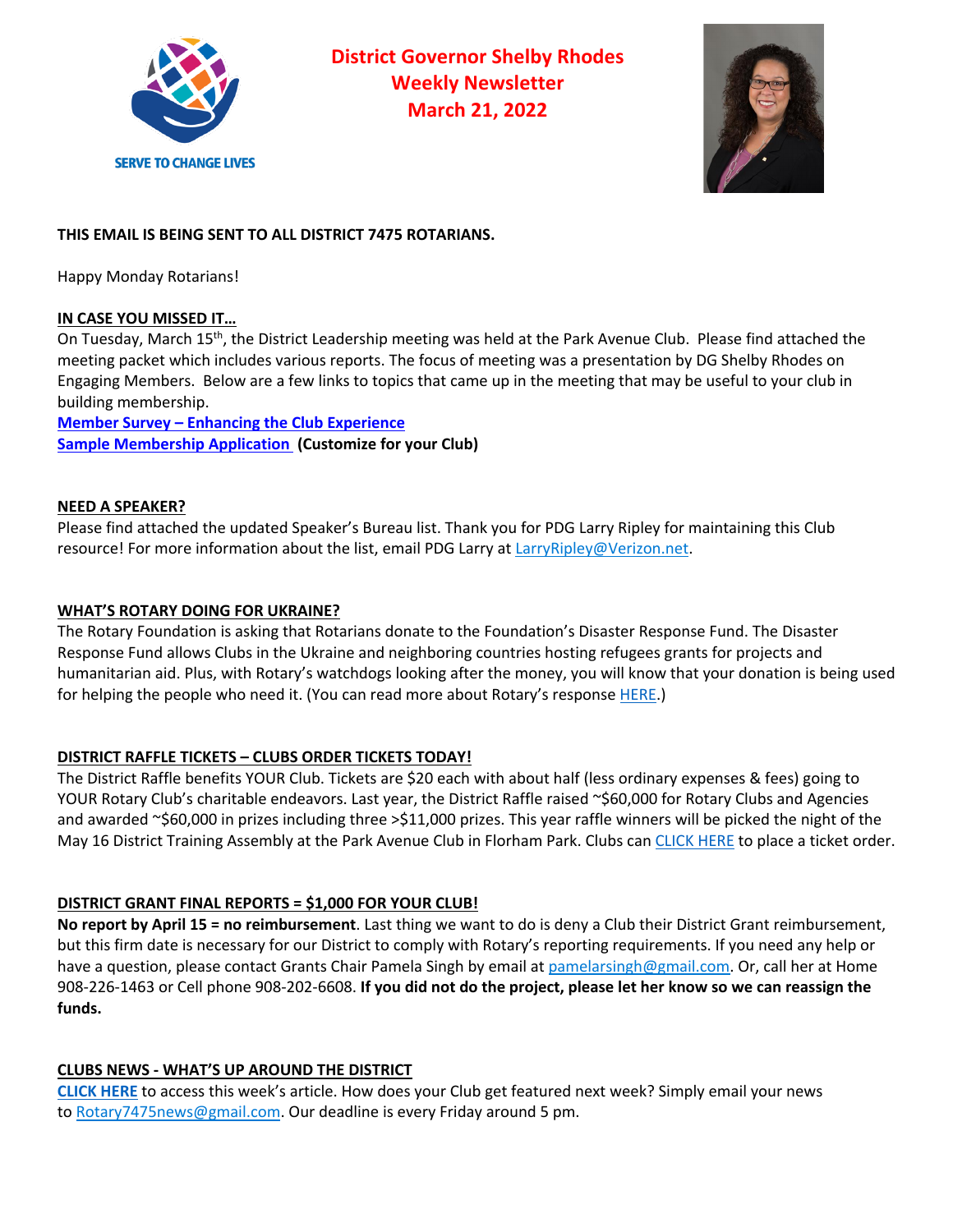SERVE TO CHANGE LIVES

# District Governor Shelby Rhodes Weekly Newsletter March 21, 2022

**THIS EMAIL IS BEING SENT TO ALL DISTRICT 7475 ROTARIANS.**

Happy Monday Rotarians!

**IN CASE YOU MISSED IT…**

On Tuesday, March 15th, the District Leadership meeting was held at the Park Avenue Club. Please find attached the meeting packet which includes various reports. The focus of meeting was a presentation by DG Shelby Rhodes on Engaging Members. Below are a few links to topics that came up in the meeting that may be useful to your club in building membership.

**Member Survey – Enhancing the Club Experience**

**Sample Membership Application (Customize for your Club)**

**NEED A SPEAKER?**

Please find attached the updated Speaker's Bureau list. Thank you for PDG Larry Ripley for maintaining this Club resource! For more information about the list, email PDG Larry at LarryRipley@Verizon.net.

**WHAT'S ROTARY DOING FOR UKRAINE?**

The Rotary Foundation is asking that Rotarians donate to the Foundation's Disaster Response Fund. The Disaster Response Fund allows Clubs in the Ukraine and neighboring countries hosting refugees grants for projects and humanitarian aid. Plus, with Rotary's watchdogs looking after the money, you will know that your donation is being used for helping the people who need it. (You can read more about Rotary's response HERE.)

**DISTRICT RAFFLE TICKETS – CLUBS ORDER TICKETS TODAY!**

The District Raffle benefits YOUR Club. Tickets are $20 each with about half (less ordinary expenses & fees) going to YOUR Rotary Club's charitable endeavors. Last year, the District Raffle raised ~$60,000 for Rotary Clubs and Agencies and awarded ~$60,000 in prizes including three >$11,000 prizes. This year raffle winners will be picked the night of the May 16 District Training Assembly at the Park Avenue Club in Florham Park. Clubs can CLICK HERE to place a ticket order.

**DISTRICT GRANT FINAL REPORTS = $1,000 FOR YOUR CLUB!**

**No report by April 15 = no reimbursement**. Last thing we want to do is deny a Club their District Grant reimbursement, but this firm date is necessary for our District to comply with Rotary's reporting requirements. If you need any help or have a question, please contact Grants Chair Pamela Singh by email at pamelarsingh@gmail.com. Or, call her at Home 908-226-1463 or Cell phone 908-202-6608. **If you did not do the project, please let her know so we can reassign the funds.**

**CLUBS NEWS - WHAT'S UP AROUND THE DISTRICT**

**CLICK HERE** to access this week's article. How does your Club get featured next week? Simply email your news to Rotary7475news@gmail.com. Our deadline is every Friday around 5 pm.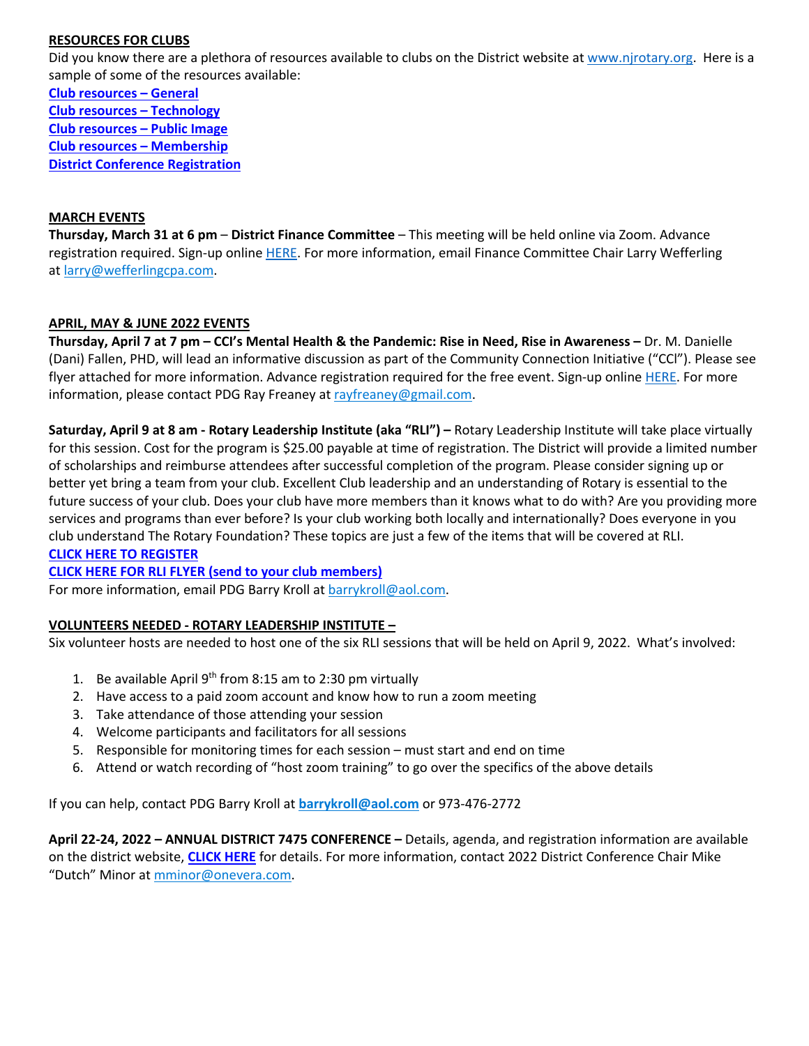**RESOURCES FOR CLUBS**

Did you know there are a plethora of resources available to clubs on the District website at www.njrotary.org. Here is a sample of some of the resources available:

**Club resources – General**
**Club resources – Technology**
**Club resources – Public Image**
**Club resources – Membership**
**District Conference Registration**

**MARCH EVENTS**

**Thursday, March 31 at 6 pm** – **District Finance Committee** – This meeting will be held online via Zoom. Advance registration required. Sign-up online HERE. For more information, email Finance Committee Chair Larry Wefferling at larry@wefferlingcpa.com.

**APRIL, MAY & JUNE 2022 EVENTS**

**Thursday, April 7 at 7 pm – CCI's Mental Health & the Pandemic: Rise in Need, Rise in Awareness –** Dr. M. Danielle (Dani) Fallen, PHD, will lead an informative discussion as part of the Community Connection Initiative ("CCI"). Please see flyer attached for more information. Advance registration required for the free event. Sign-up online HERE. For more information, please contact PDG Ray Freaney at rayfreaney@gmail.com.

**Saturday, April 9 at 8 am - Rotary Leadership Institute (aka "RLI") –** Rotary Leadership Institute will take place virtually for this session. Cost for the program is $25.00 payable at time of registration. The District will provide a limited number of scholarships and reimburse attendees after successful completion of the program. Please consider signing up or better yet bring a team from your club. Excellent Club leadership and an understanding of Rotary is essential to the future success of your club. Does your club have more members than it knows what to do with? Are you providing more services and programs than ever before? Is your club working both locally and internationally? Does everyone in you club understand The Rotary Foundation? These topics are just a few of the items that will be covered at RLI.

**CLICK HERE TO REGISTER**
**CLICK HERE FOR RLI FLYER (send to your club members)**

For more information, email PDG Barry Kroll at barrykroll@aol.com.

**VOLUNTEERS NEEDED - ROTARY LEADERSHIP INSTITUTE –**

Six volunteer hosts are needed to host one of the six RLI sessions that will be held on April 9, 2022. What's involved:

1. Be available April 9th from 8:15 am to 2:30 pm virtually
2. Have access to a paid zoom account and know how to run a zoom meeting
3. Take attendance of those attending your session
4. Welcome participants and facilitators for all sessions
5. Responsible for monitoring times for each session – must start and end on time
6. Attend or watch recording of "host zoom training" to go over the specifics of the above details

If you can help, contact PDG Barry Kroll at **barrykroll@aol.com** or 973-476-2772

**April 22-24, 2022 – ANNUAL DISTRICT 7475 CONFERENCE –** Details, agenda, and registration information are available on the district website, **CLICK HERE** for details. For more information, contact 2022 District Conference Chair Mike "Dutch" Minor at mminor@onevera.com.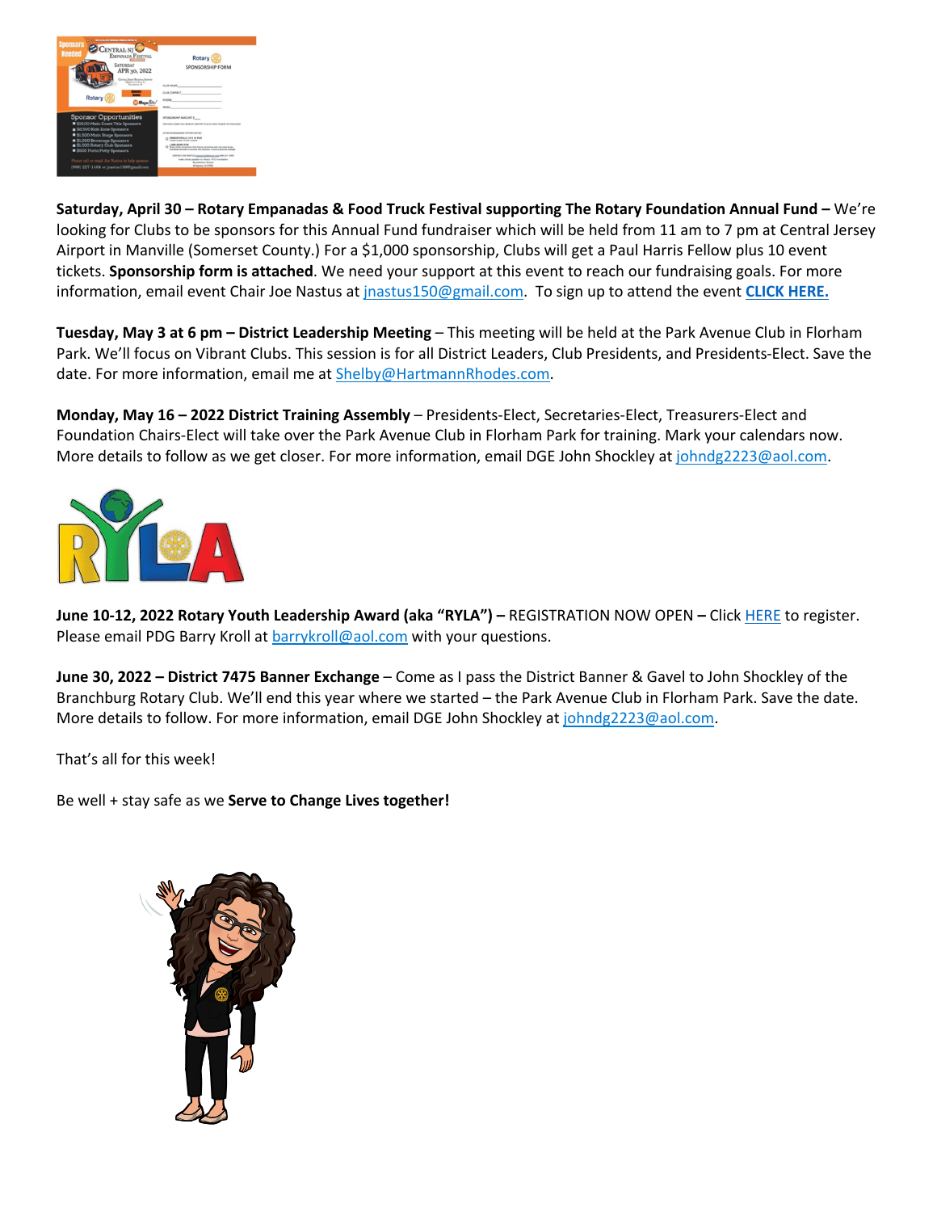**Saturday, April 30 – Rotary Empanadas & Food Truck Festival supporting The Rotary Foundation Annual Fund –** We're looking for Clubs to be sponsors for this Annual Fund fundraiser which will be held from 11 am to 7 pm at Central Jersey Airport in Manville (Somerset County.) For a $1,000 sponsorship, Clubs will get a Paul Harris Fellow plus 10 event tickets. **Sponsorship form is attached**. We need your support at this event to reach our fundraising goals. For more information, email event Chair Joe Nastus at jnastus150@gmail.com. To sign up to attend the event **CLICK HERE.**

**Tuesday, May 3 at 6 pm – District Leadership Meeting** – This meeting will be held at the Park Avenue Club in Florham Park. We'll focus on Vibrant Clubs. This session is for all District Leaders, Club Presidents, and Presidents-Elect. Save the date. For more information, email me at Shelby@HartmannRhodes.com.

**Monday, May 16 – 2022 District Training Assembly** – Presidents-Elect, Secretaries-Elect, Treasurers-Elect and Foundation Chairs-Elect will take over the Park Avenue Club in Florham Park for training. Mark your calendars now. More details to follow as we get closer. For more information, email DGE John Shockley at johndg2223@aol.com.

**June 10-12, 2022 Rotary Youth Leadership Award (aka "RYLA") –** REGISTRATION NOW OPEN **–** Click HERE to register. Please email PDG Barry Kroll at barrykroll@aol.com with your questions.

**June 30, 2022 – District 7475 Banner Exchange** – Come as I pass the District Banner & Gavel to John Shockley of the Branchburg Rotary Club. We'll end this year where we started – the Park Avenue Club in Florham Park. Save the date. More details to follow. For more information, email DGE John Shockley at johndg2223@aol.com.

That's all for this week!

Be well + stay safe as we **Serve to Change Lives together!**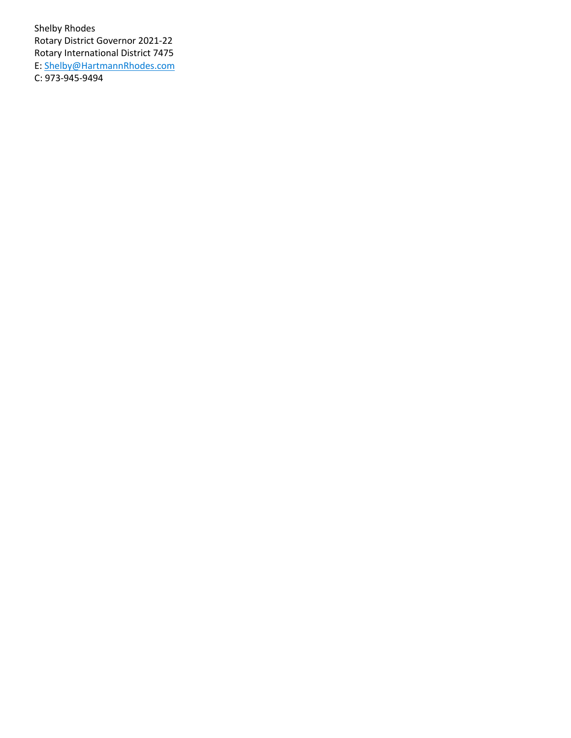Shelby Rhodes
Rotary District Governor 2021-22
Rotary International District 7475
E: Shelby@HartmannRhodes.com
C: 973-945-9494